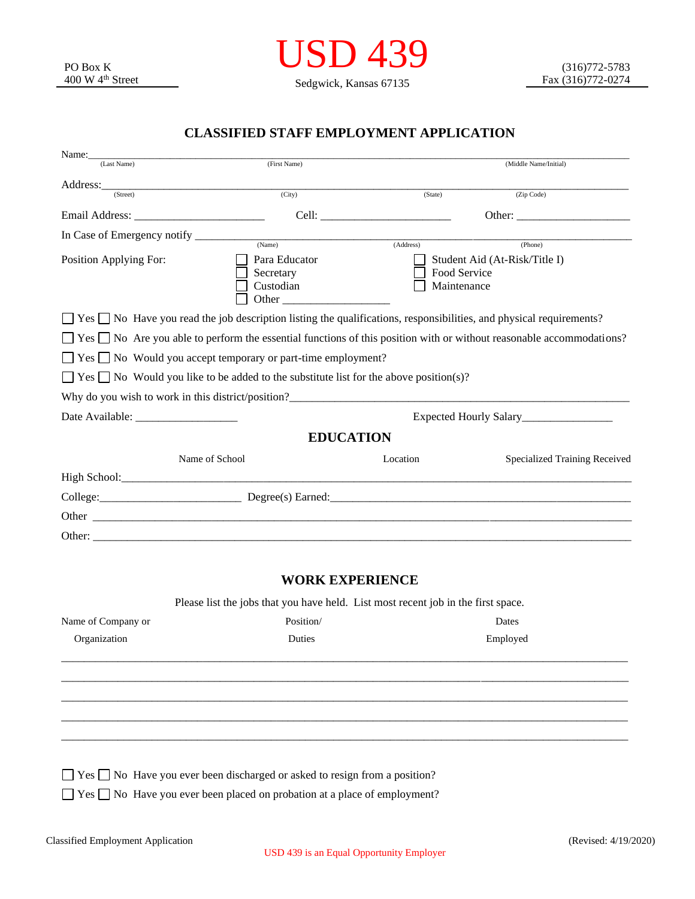PO Box K
400 W 4th Street

# USD 439

Sedgwick, Kansas 67135

(316)772-5783
Fax (316)772-0274

## CLASSIFIED STAFF EMPLOYMENT APPLICATION

Name:________________________________________________________________________________
(Last Name) (First Name) (Middle Name/Initial)

Address:______________________________________________________________________________
(Street) (City) (State) (Zip Code)

Email Address: ______________________ Cell: ______________________ Other: ____________________

In Case of Emergency notify ______________________________________________________________
(Name) (Address) (Phone)

Position Applying For:

- ☐ Para Educator
- ☐ Secretary
- ☐ Custodian
- ☐ Other __________________
- ☐ Student Aid (At-Risk/Title I)
- ☐ Food Service
- ☐ Maintenance

☐ Yes ☐ No Have you read the job description listing the qualifications, responsibilities, and physical requirements?

☐ Yes ☐ No Are you able to perform the essential functions of this position with or without reasonable accommodations?

☐ Yes ☐ No Would you accept temporary or part-time employment?

☐ Yes ☐ No Would you like to be added to the substitute list for the above position(s)?

Why do you wish to work in this district/position?______________________________________________

Date Available: _________________ Expected Hourly Salary_______________

## EDUCATION

| | Name of School | Location | Specialized Training Received |
|---|---|---|---|
| High School: | | | |
| College: | Degree(s) Earned: | | |
| Other | | | |
| Other: | | | |

## WORK EXPERIENCE

Please list the jobs that you have held. List most recent job in the first space.

| Name of Company or Organization | Position/ Duties | Dates Employed |
|---|---|---|
| | | |
| | | |
| | | |
| | | |
| | | |

☐ Yes ☐ No Have you ever been discharged or asked to resign from a position?

☐ Yes ☐ No Have you ever been placed on probation at a place of employment?

Classified Employment Application (Revised: 4/19/2020)

USD 439 is an Equal Opportunity Employer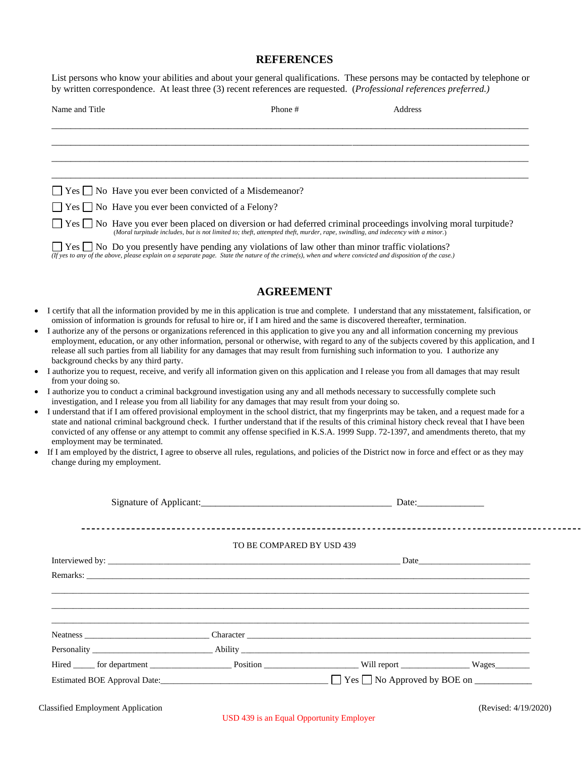## REFERENCES

List persons who know your abilities and about your general qualifications. These persons may be contacted by telephone or by written correspondence. At least three (3) recent references are requested. (*Professional references preferred.)*

| Name and Title | Phone # | Address |
|---|---|---|
| | | |
| | | |
| | | |
| | | |

☐ Yes ☐ No Have you ever been convicted of a Misdemeanor?

☐ Yes ☐ No Have you ever been convicted of a Felony?

☐ Yes ☐ No Have you ever been placed on diversion or had deferred criminal proceedings involving moral turpitude?
*(Moral turpitude includes, but is not limited to; theft, attempted theft, murder, rape, swindling, and indecency with a minor.)*

☐ Yes ☐ No Do you presently have pending any violations of law other than minor traffic violations?
*(If yes to any of the above, please explain on a separate page. State the nature of the crime(s), when and where convicted and disposition of the case.)*

## AGREEMENT

- I certify that all the information provided by me in this application is true and complete. I understand that any misstatement, falsification, or omission of information is grounds for refusal to hire or, if I am hired and the same is discovered thereafter, termination.
- I authorize any of the persons or organizations referenced in this application to give you any and all information concerning my previous employment, education, or any other information, personal or otherwise, with regard to any of the subjects covered by this application, and I release all such parties from all liability for any damages that may result from furnishing such information to you. I authorize any background checks by any third party.
- I authorize you to request, receive, and verify all information given on this application and I release you from all damages that may result from your doing so.
- I authorize you to conduct a criminal background investigation using any and all methods necessary to successfully complete such investigation, and I release you from all liability for any damages that may result from your doing so.
- I understand that if I am offered provisional employment in the school district, that my fingerprints may be taken, and a request made for a state and national criminal background check. I further understand that if the results of this criminal history check reveal that I have been convicted of any offense or any attempt to commit any offense specified in K.S.A. 1999 Supp. 72-1397, and amendments thereto, that my employment may be terminated.
- If I am employed by the district, I agree to observe all rules, regulations, and policies of the District now in force and effect or as they may change during my employment.

Signature of Applicant:_______________________________________ Date:______________

---

TO BE COMPARED BY USD 439

Interviewed by: ____________________________________________________________ Date_________________________

Remarks: _____________________________________________________________________________________________

_____________________________________________________________________________________________

_____________________________________________________________________________________________

_____________________________________________________________________________________________

Neatness ____________________________ Character ________________________________________________________

Personality ___________________________ Ability ___________________________________________________________

Hired _____ for department __________________ Position _____________________ Will report _______________ Wages________

Estimated BOE Approval Date:_____________________________________ ☐ Yes ☐ No Approved by BOE on ____________

Classified Employment Application (Revised: 4/19/2020)

USD 439 is an Equal Opportunity Employer